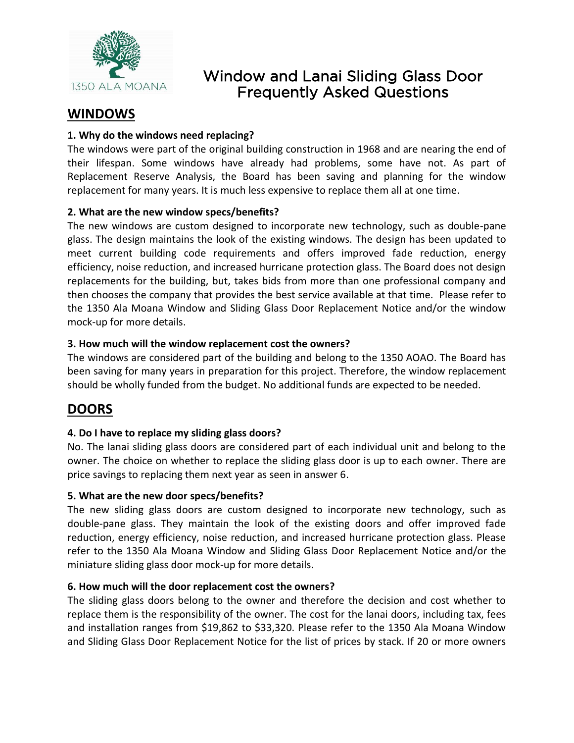1350 ALA MOANA

# Window and Lanai Sliding Glass Door Frequently Asked Questions

## WINDOWS

**1. Why do the windows need replacing?**

The windows were part of the original building construction in 1968 and are nearing the end of their lifespan. Some windows have already had problems, some have not. As part of Replacement Reserve Analysis, the Board has been saving and planning for the window replacement for many years. It is much less expensive to replace them all at one time.

**2. What are the new window specs/benefits?**

The new windows are custom designed to incorporate new technology, such as double-pane glass. The design maintains the look of the existing windows. The design has been updated to meet current building code requirements and offers improved fade reduction, energy efficiency, noise reduction, and increased hurricane protection glass. The Board does not design replacements for the building, but, takes bids from more than one professional company and then chooses the company that provides the best service available at that time. Please refer to the 1350 Ala Moana Window and Sliding Glass Door Replacement Notice and/or the window mock-up for more details.

**3. How much will the window replacement cost the owners?**

The windows are considered part of the building and belong to the 1350 AOAO. The Board has been saving for many years in preparation for this project. Therefore, the window replacement should be wholly funded from the budget. No additional funds are expected to be needed.

## DOORS

**4. Do I have to replace my sliding glass doors?**

No. The lanai sliding glass doors are considered part of each individual unit and belong to the owner. The choice on whether to replace the sliding glass door is up to each owner. There are price savings to replacing them next year as seen in answer 6.

**5. What are the new door specs/benefits?**

The new sliding glass doors are custom designed to incorporate new technology, such as double-pane glass. They maintain the look of the existing doors and offer improved fade reduction, energy efficiency, noise reduction, and increased hurricane protection glass. Please refer to the 1350 Ala Moana Window and Sliding Glass Door Replacement Notice and/or the miniature sliding glass door mock-up for more details.

**6. How much will the door replacement cost the owners?**

The sliding glass doors belong to the owner and therefore the decision and cost whether to replace them is the responsibility of the owner. The cost for the lanai doors, including tax, fees and installation ranges from $19,862 to $33,320. Please refer to the 1350 Ala Moana Window and Sliding Glass Door Replacement Notice for the list of prices by stack. If 20 or more owners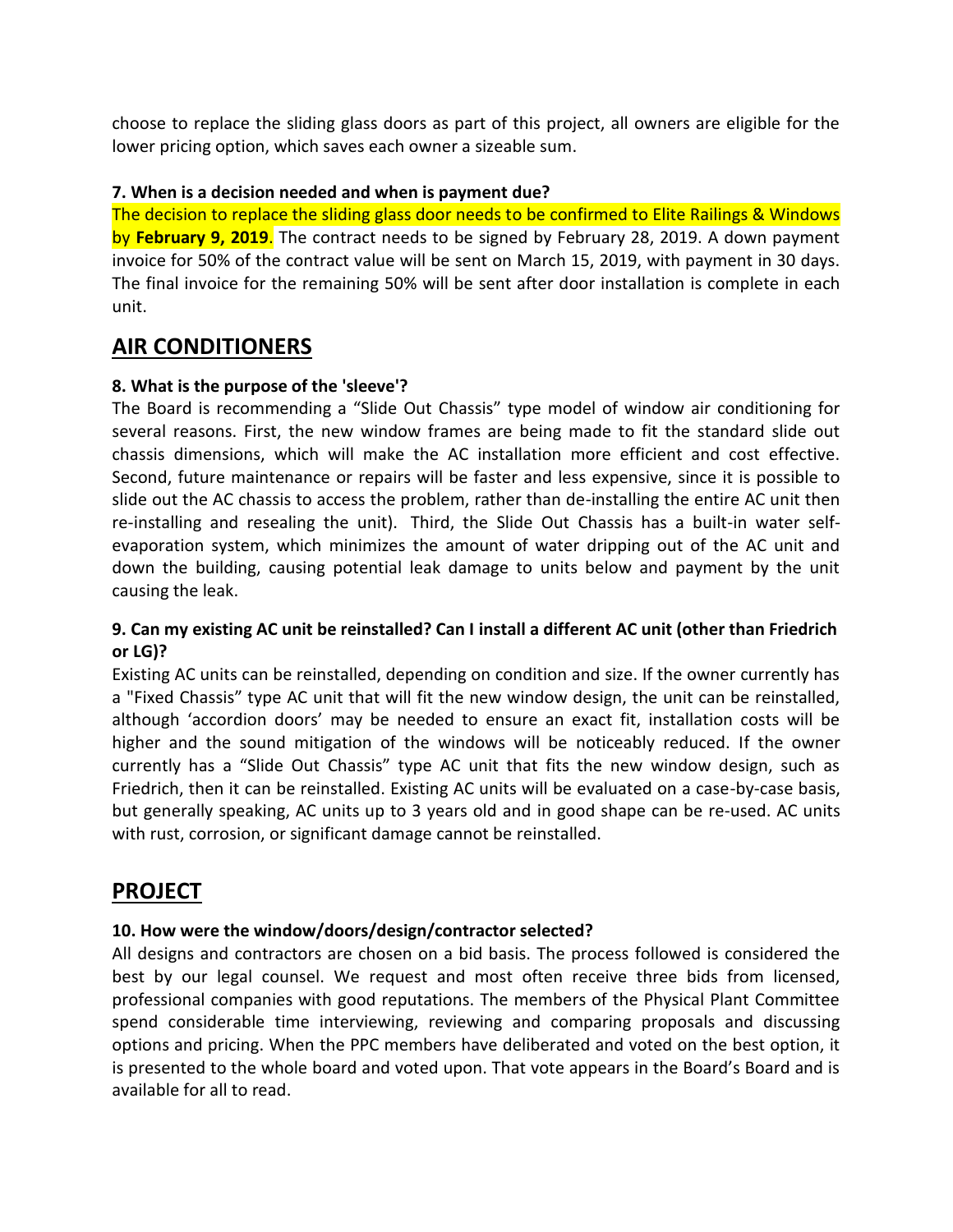choose to replace the sliding glass doors as part of this project, all owners are eligible for the lower pricing option, which saves each owner a sizeable sum.

### 7. When is a decision needed and when is payment due?

The decision to replace the sliding glass door needs to be confirmed to Elite Railings & Windows by **February 9, 2019**. The contract needs to be signed by February 28, 2019. A down payment invoice for 50% of the contract value will be sent on March 15, 2019, with payment in 30 days. The final invoice for the remaining 50% will be sent after door installation is complete in each unit.

## AIR CONDITIONERS

### 8. What is the purpose of the 'sleeve'?

The Board is recommending a "Slide Out Chassis" type model of window air conditioning for several reasons. First, the new window frames are being made to fit the standard slide out chassis dimensions, which will make the AC installation more efficient and cost effective. Second, future maintenance or repairs will be faster and less expensive, since it is possible to slide out the AC chassis to access the problem, rather than de-installing the entire AC unit then re-installing and resealing the unit). Third, the Slide Out Chassis has a built-in water self-evaporation system, which minimizes the amount of water dripping out of the AC unit and down the building, causing potential leak damage to units below and payment by the unit causing the leak.

### 9. Can my existing AC unit be reinstalled? Can I install a different AC unit (other than Friedrich or LG)?

Existing AC units can be reinstalled, depending on condition and size. If the owner currently has a "Fixed Chassis" type AC unit that will fit the new window design, the unit can be reinstalled, although 'accordion doors' may be needed to ensure an exact fit, installation costs will be higher and the sound mitigation of the windows will be noticeably reduced. If the owner currently has a "Slide Out Chassis" type AC unit that fits the new window design, such as Friedrich, then it can be reinstalled. Existing AC units will be evaluated on a case-by-case basis, but generally speaking, AC units up to 3 years old and in good shape can be re-used. AC units with rust, corrosion, or significant damage cannot be reinstalled.

## PROJECT

### 10. How were the window/doors/design/contractor selected?

All designs and contractors are chosen on a bid basis. The process followed is considered the best by our legal counsel. We request and most often receive three bids from licensed, professional companies with good reputations. The members of the Physical Plant Committee spend considerable time interviewing, reviewing and comparing proposals and discussing options and pricing. When the PPC members have deliberated and voted on the best option, it is presented to the whole board and voted upon. That vote appears in the Board's Board and is available for all to read.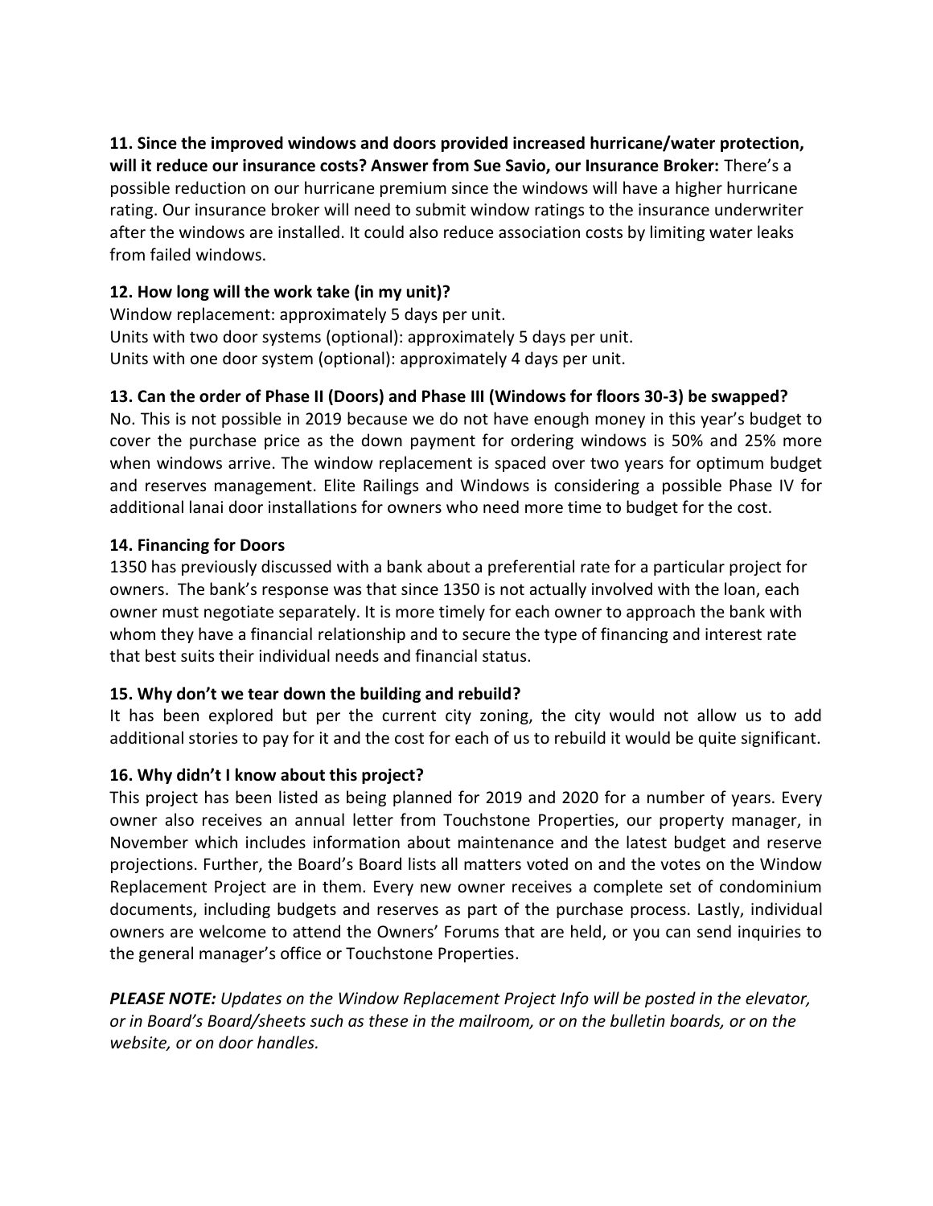**11. Since the improved windows and doors provided increased hurricane/water protection, will it reduce our insurance costs? Answer from Sue Savio, our Insurance Broker:** There's a possible reduction on our hurricane premium since the windows will have a higher hurricane rating. Our insurance broker will need to submit window ratings to the insurance underwriter after the windows are installed. It could also reduce association costs by limiting water leaks from failed windows.

**12. How long will the work take (in my unit)?**

Window replacement: approximately 5 days per unit.
Units with two door systems (optional): approximately 5 days per unit.
Units with one door system (optional): approximately 4 days per unit.

**13. Can the order of Phase II (Doors) and Phase III (Windows for floors 30-3) be swapped?**

No. This is not possible in 2019 because we do not have enough money in this year's budget to cover the purchase price as the down payment for ordering windows is 50% and 25% more when windows arrive. The window replacement is spaced over two years for optimum budget and reserves management. Elite Railings and Windows is considering a possible Phase IV for additional lanai door installations for owners who need more time to budget for the cost.

**14. Financing for Doors**

1350 has previously discussed with a bank about a preferential rate for a particular project for owners. The bank's response was that since 1350 is not actually involved with the loan, each owner must negotiate separately. It is more timely for each owner to approach the bank with whom they have a financial relationship and to secure the type of financing and interest rate that best suits their individual needs and financial status.

**15. Why don't we tear down the building and rebuild?**

It has been explored but per the current city zoning, the city would not allow us to add additional stories to pay for it and the cost for each of us to rebuild it would be quite significant.

**16. Why didn't I know about this project?**

This project has been listed as being planned for 2019 and 2020 for a number of years. Every owner also receives an annual letter from Touchstone Properties, our property manager, in November which includes information about maintenance and the latest budget and reserve projections. Further, the Board's Board lists all matters voted on and the votes on the Window Replacement Project are in them. Every new owner receives a complete set of condominium documents, including budgets and reserves as part of the purchase process. Lastly, individual owners are welcome to attend the Owners' Forums that are held, or you can send inquiries to the general manager's office or Touchstone Properties.

***PLEASE NOTE:*** *Updates on the Window Replacement Project Info will be posted in the elevator, or in Board's Board/sheets such as these in the mailroom, or on the bulletin boards, or on the website, or on door handles.*